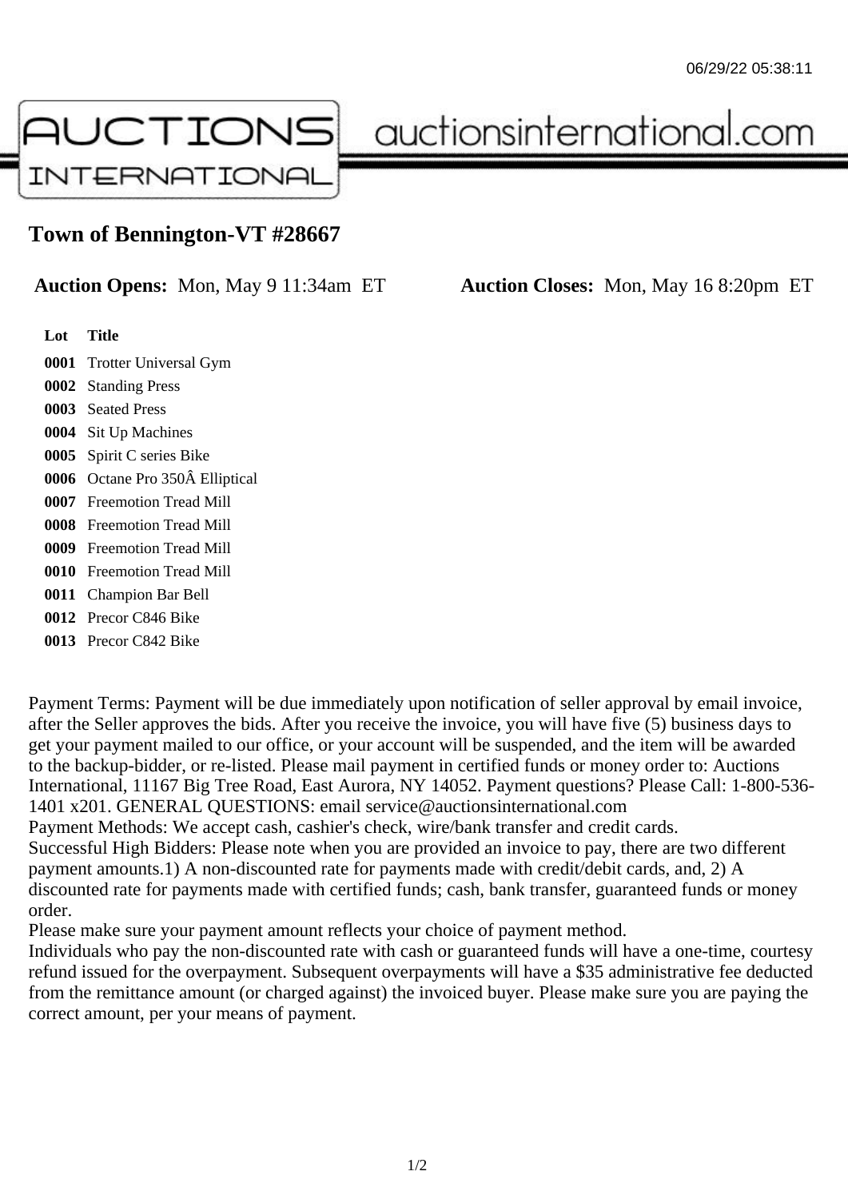# Town of Bennington-VT #28667

**Auction Opens:** Mon, May 9 11:34am ET **Auction Closes:** Mon, May 16 8:20pm ET

| Lot | Title |
|---|---|
| **0001** | Trotter Universal Gym |
| **0002** | Standing Press |
| **0003** | Seated Press |
| **0004** | Sit Up Machines |
| **0005** | Spirit C series Bike |
| **0006** | Octane Pro 350Â Elliptical |
| **0007** | Freemotion Tread Mill |
| **0008** | Freemotion Tread Mill |
| **0009** | Freemotion Tread Mill |
| **0010** | Freemotion Tread Mill |
| **0011** | Champion Bar Bell |
| **0012** | Precor C846 Bike |
| **0013** | Precor C842 Bike |

Payment Terms: Payment will be due immediately upon notification of seller approval by email invoice, after the Seller approves the bids. After you receive the invoice, you will have five (5) business days to get your payment mailed to our office, or your account will be suspended, and the item will be awarded to the backup-bidder, or re-listed. Please mail payment in certified funds or money order to: Auctions International, 11167 Big Tree Road, East Aurora, NY 14052. Payment questions? Please Call: 1-800-536-1401 x201. GENERAL QUESTIONS: email service@auctionsinternational.com
Payment Methods: We accept cash, cashier's check, wire/bank transfer and credit cards.
Successful High Bidders: Please note when you are provided an invoice to pay, there are two different payment amounts.1) A non-discounted rate for payments made with credit/debit cards, and, 2) A discounted rate for payments made with certified funds; cash, bank transfer, guaranteed funds or money order.
Please make sure your payment amount reflects your choice of payment method.
Individuals who pay the non-discounted rate with cash or guaranteed funds will have a one-time, courtesy refund issued for the overpayment. Subsequent overpayments will have a $35 administrative fee deducted from the remittance amount (or charged against) the invoiced buyer. Please make sure you are paying the correct amount, per your means of payment.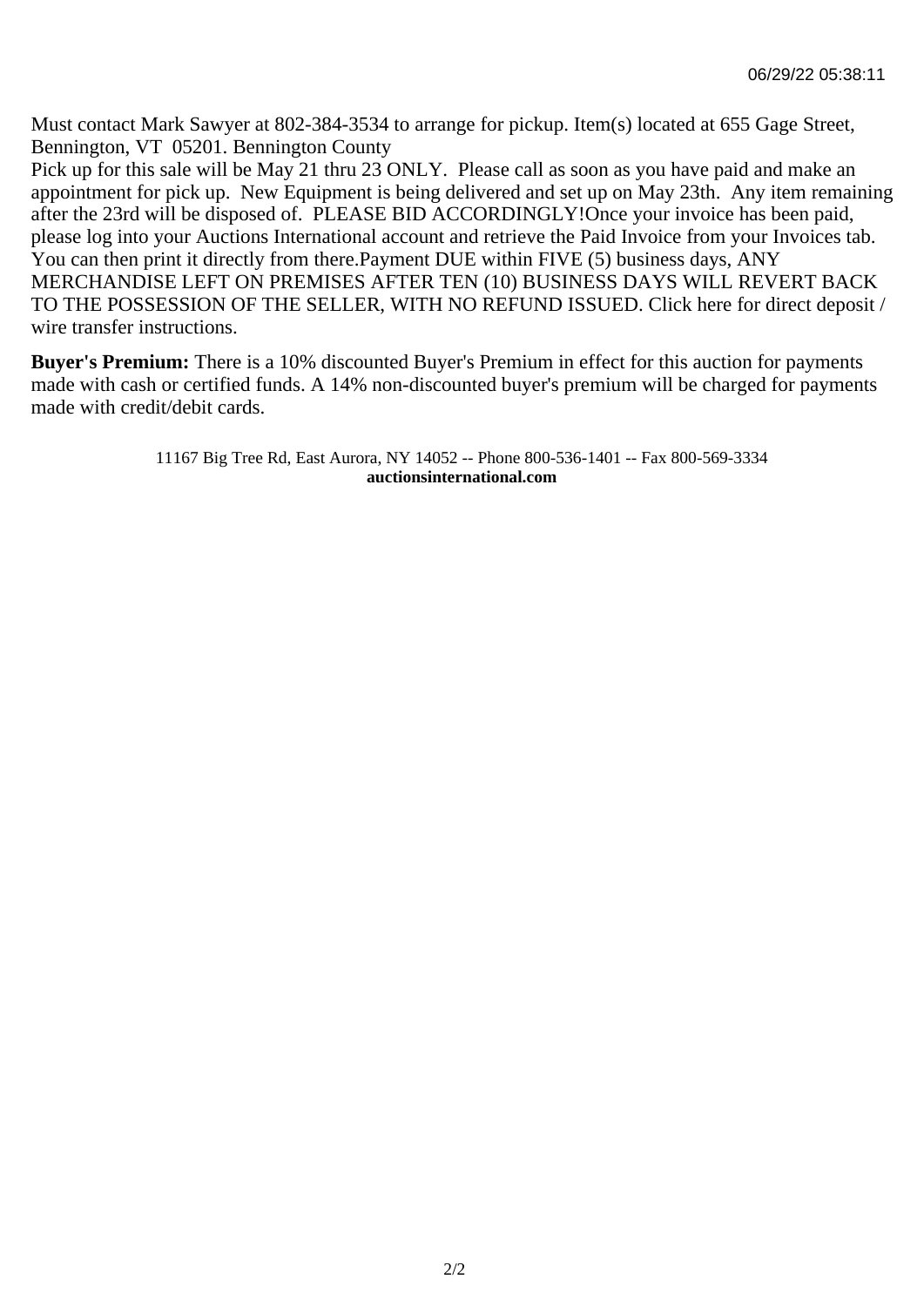Must contact Mark Sawyer at 802-384-3534 to arrange for pickup. Item(s) located at 655 Gage Street, Bennington, VT 05201. Bennington County
Pick up for this sale will be May 21 thru 23 ONLY. Please call as soon as you have paid and make an appointment for pick up. New Equipment is being delivered and set up on May 23th. Any item remaining after the 23rd will be disposed of. PLEASE BID ACCORDINGLY!Once your invoice has been paid, please log into your Auctions International account and retrieve the Paid Invoice from your Invoices tab. You can then print it directly from there.Payment DUE within FIVE (5) business days, ANY MERCHANDISE LEFT ON PREMISES AFTER TEN (10) BUSINESS DAYS WILL REVERT BACK TO THE POSSESSION OF THE SELLER, WITH NO REFUND ISSUED. Click here for direct deposit / wire transfer instructions.

**Buyer's Premium:** There is a 10% discounted Buyer's Premium in effect for this auction for payments made with cash or certified funds. A 14% non-discounted buyer's premium will be charged for payments made with credit/debit cards.

11167 Big Tree Rd, East Aurora, NY 14052 -- Phone 800-536-1401 -- Fax 800-569-3334
**auctionsinternational.com**